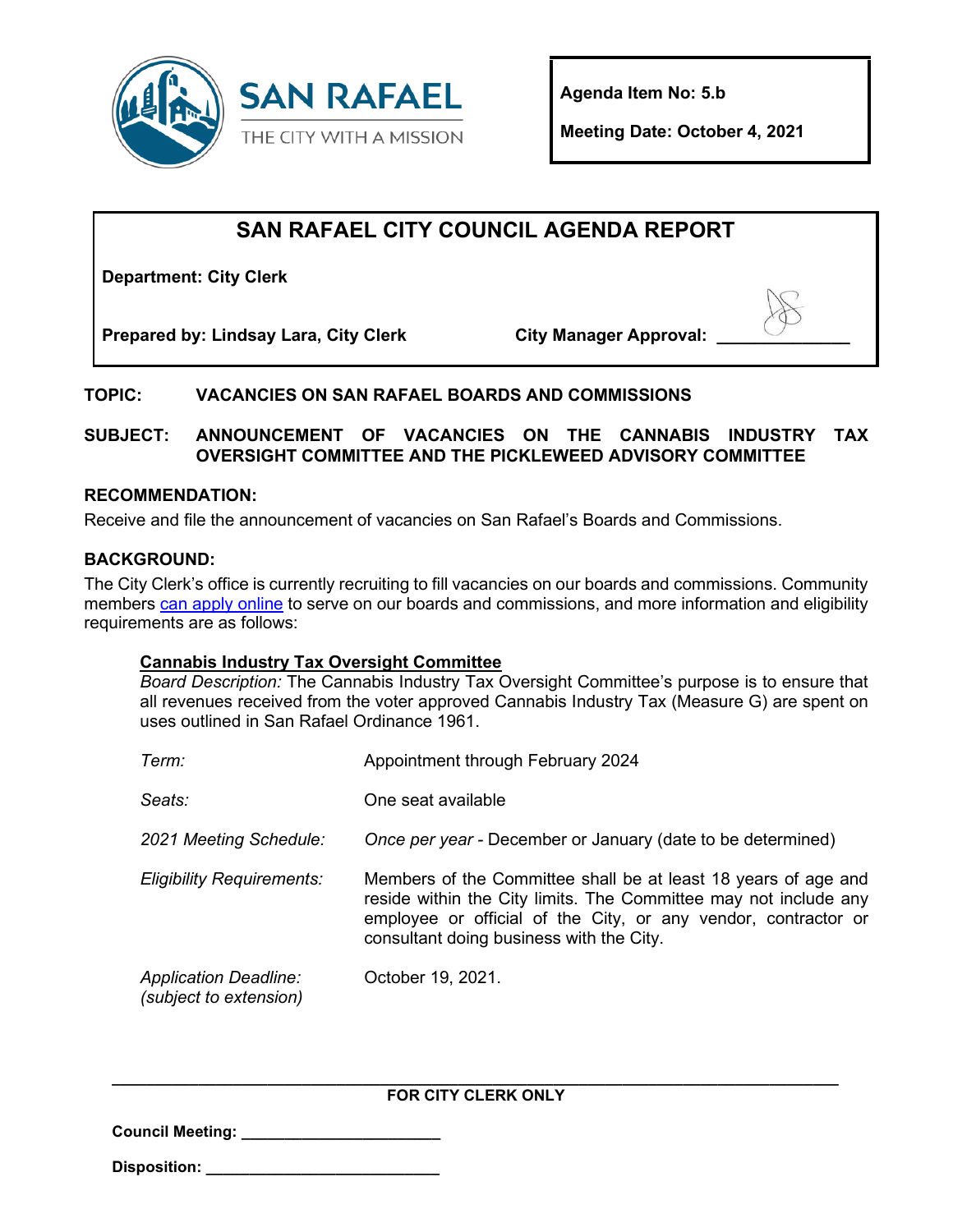SAN RAFAEL
THE CITY WITH A MISSION

**Agenda Item No: 5.b**

**Meeting Date: October 4, 2021**

# SAN RAFAEL CITY COUNCIL AGENDA REPORT

**Department: City Clerk**

**Prepared by: Lindsay Lara, City Clerk** **City Manager Approval:** ______________

**TOPIC:** **VACANCIES ON SAN RAFAEL BOARDS AND COMMISSIONS**

**SUBJECT:** **ANNOUNCEMENT OF VACANCIES ON THE CANNABIS INDUSTRY TAX OVERSIGHT COMMITTEE AND THE PICKLEWEED ADVISORY COMMITTEE**

## RECOMMENDATION:

Receive and file the announcement of vacancies on San Rafael's Boards and Commissions.

## BACKGROUND:

The City Clerk's office is currently recruiting to fill vacancies on our boards and commissions. Community members can apply online to serve on our boards and commissions, and more information and eligibility requirements are as follows:

**Cannabis Industry Tax Oversight Committee**

*Board Description:* The Cannabis Industry Tax Oversight Committee's purpose is to ensure that all revenues received from the voter approved Cannabis Industry Tax (Measure G) are spent on uses outlined in San Rafael Ordinance 1961.

| | |
|---|---|
| *Term:* | Appointment through February 2024 |
| *Seats:* | One seat available |
| *2021 Meeting Schedule:* | *Once per year* - December or January (date to be determined) |
| *Eligibility Requirements:* | Members of the Committee shall be at least 18 years of age and reside within the City limits. The Committee may not include any employee or official of the City, or any vendor, contractor or consultant doing business with the City. |
| *Application Deadline: (subject to extension)* | October 19, 2021. |

---

**FOR CITY CLERK ONLY**

**Council Meeting:** ______________________

**Disposition:** __________________________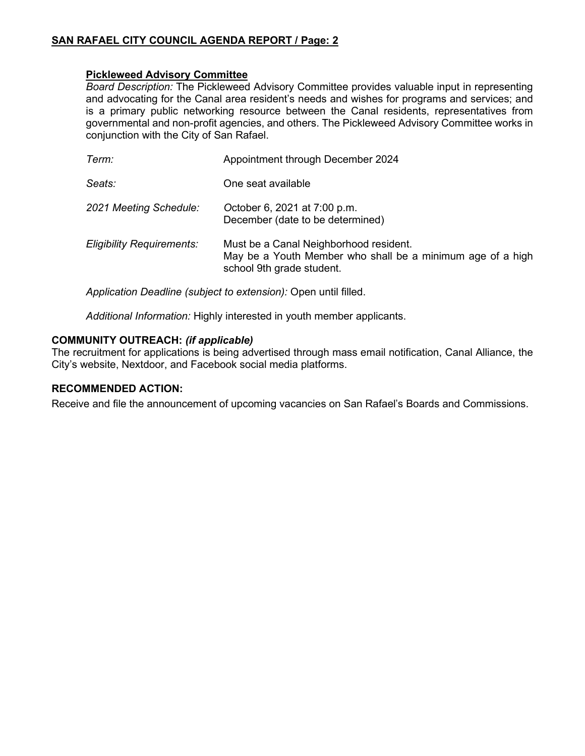**Pickleweed Advisory Committee**

*Board Description:* The Pickleweed Advisory Committee provides valuable input in representing and advocating for the Canal area resident's needs and wishes for programs and services; and is a primary public networking resource between the Canal residents, representatives from governmental and non-profit agencies, and others. The Pickleweed Advisory Committee works in conjunction with the City of San Rafael.

| | |
|---|---|
| *Term:* | Appointment through December 2024 |
| *Seats:* | One seat available |
| *2021 Meeting Schedule:* | October 6, 2021 at 7:00 p.m.<br>December (date to be determined) |
| *Eligibility Requirements:* | Must be a Canal Neighborhood resident.<br>May be a Youth Member who shall be a minimum age of a high school 9th grade student. |

*Application Deadline (subject to extension):* Open until filled.

*Additional Information:* Highly interested in youth member applicants.

## COMMUNITY OUTREACH: *(if applicable)*

The recruitment for applications is being advertised through mass email notification, Canal Alliance, the City's website, Nextdoor, and Facebook social media platforms.

## RECOMMENDED ACTION:

Receive and file the announcement of upcoming vacancies on San Rafael's Boards and Commissions.